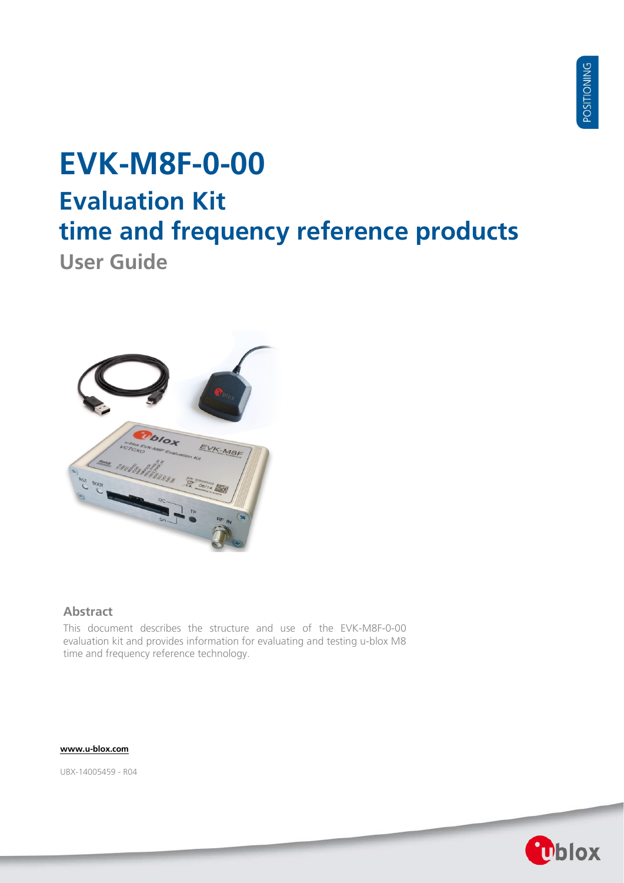# EVK-M8F-0-00

## Evaluation Kit

## time and frequency reference products

### User Guide

### Abstract

This document describes the structure and use of the EVK-M8F-0-00 evaluation kit and provides information for evaluating and testing u-blox M8 time and frequency reference technology.

**www.u-blox.com**

UBX-14005459 - R04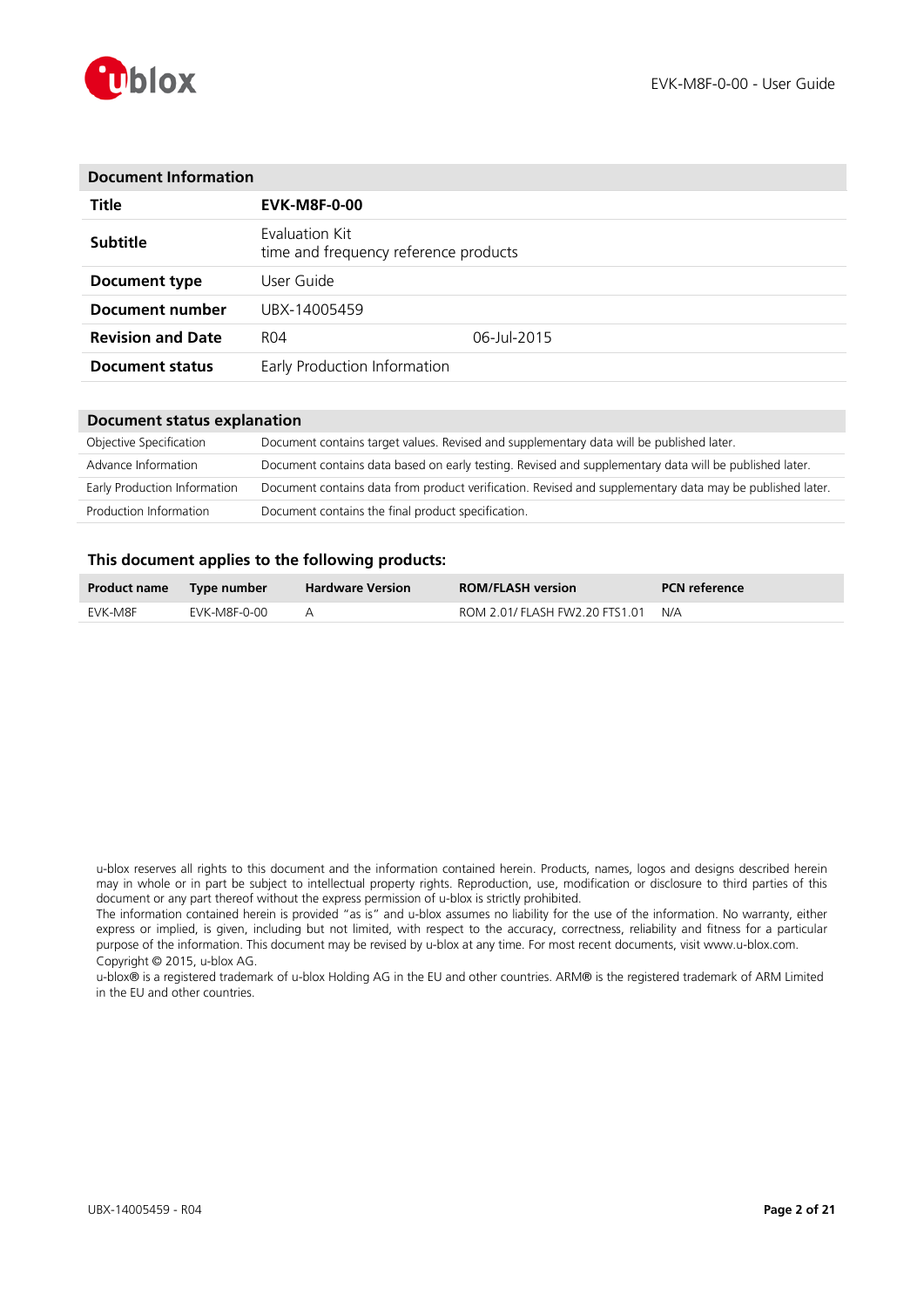| Document Information | | |
|---|---|---|
| **Title** | **EVK-M8F-0-00** | |
| **Subtitle** | Evaluation Kit<br>time and frequency reference products | |
| **Document type** | User Guide | |
| **Document number** | UBX-14005459 | |
| **Revision and Date** | R04 | 06-Jul-2015 |
| **Document status** | Early Production Information | |

| Document status explanation | |
|---|---|
| Objective Specification | Document contains target values. Revised and supplementary data will be published later. |
| Advance Information | Document contains data based on early testing. Revised and supplementary data will be published later. |
| Early Production Information | Document contains data from product verification. Revised and supplementary data may be published later. |
| Production Information | Document contains the final product specification. |

## This document applies to the following products:

| Product name | Type number | Hardware Version | ROM/FLASH version | PCN reference |
|---|---|---|---|---|
| EVK-M8F | EVK-M8F-0-00 | A | ROM 2.01/ FLASH FW2.20 FTS1.01 | N/A |

u-blox reserves all rights to this document and the information contained herein. Products, names, logos and designs described herein may in whole or in part be subject to intellectual property rights. Reproduction, use, modification or disclosure to third parties of this document or any part thereof without the express permission of u-blox is strictly prohibited.
The information contained herein is provided "as is" and u-blox assumes no liability for the use of the information. No warranty, either express or implied, is given, including but not limited, with respect to the accuracy, correctness, reliability and fitness for a particular purpose of the information. This document may be revised by u-blox at any time. For most recent documents, visit www.u-blox.com.
Copyright © 2015, u-blox AG.
u-blox® is a registered trademark of u-blox Holding AG in the EU and other countries. ARM® is the registered trademark of ARM Limited in the EU and other countries.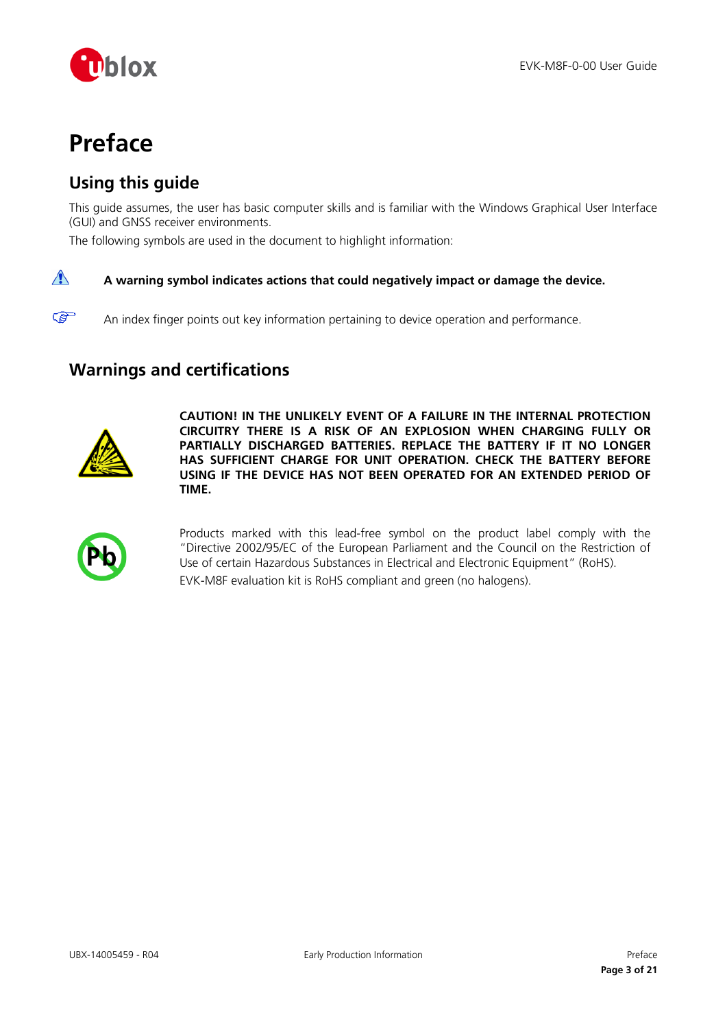# Preface

## Using this guide

This guide assumes, the user has basic computer skills and is familiar with the Windows Graphical User Interface (GUI) and GNSS receiver environments.

The following symbols are used in the document to highlight information:

**A warning symbol indicates actions that could negatively impact or damage the device.**

An index finger points out key information pertaining to device operation and performance.

## Warnings and certifications

**CAUTION! IN THE UNLIKELY EVENT OF A FAILURE IN THE INTERNAL PROTECTION CIRCUITRY THERE IS A RISK OF AN EXPLOSION WHEN CHARGING FULLY OR PARTIALLY DISCHARGED BATTERIES. REPLACE THE BATTERY IF IT NO LONGER HAS SUFFICIENT CHARGE FOR UNIT OPERATION. CHECK THE BATTERY BEFORE USING IF THE DEVICE HAS NOT BEEN OPERATED FOR AN EXTENDED PERIOD OF TIME.**

Products marked with this lead-free symbol on the product label comply with the "Directive 2002/95/EC of the European Parliament and the Council on the Restriction of Use of certain Hazardous Substances in Electrical and Electronic Equipment" (RoHS).

EVK-M8F evaluation kit is RoHS compliant and green (no halogens).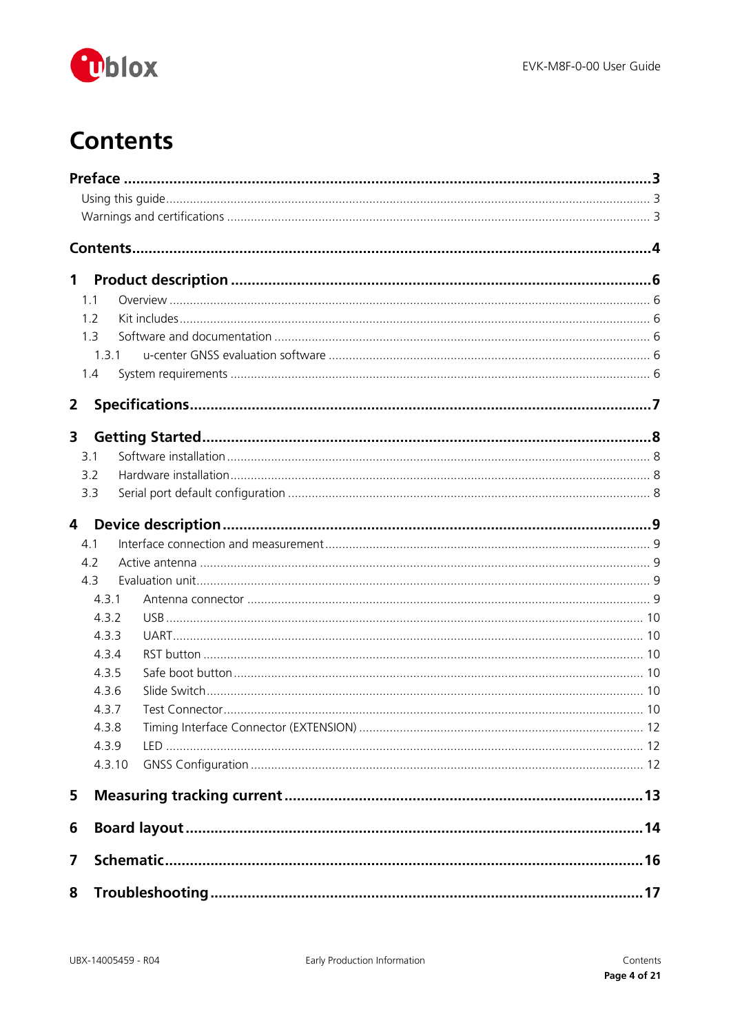# Contents

**Preface ........................................................................................................ 3**

Using this guide........................................................................................................ 3

Warnings and certifications ........................................................................................ 3

**Contents......................................................................................................... 4**

**1 Product description ................................................................................... 6**

1.1 Overview ........................................................................................................ 6

1.2 Kit includes ...................................................................................................... 6

1.3 Software and documentation ........................................................................... 6

1.3.1 u-center GNSS evaluation software ............................................................ 6

1.4 System requirements ........................................................................................ 6

**2 Specifications.............................................................................................. 7**

**3 Getting Started........................................................................................... 8**

3.1 Software installation ......................................................................................... 8

3.2 Hardware installation........................................................................................ 8

3.3 Serial port default configuration ....................................................................... 8

**4 Device description ...................................................................................... 9**

4.1 Interface connection and measurement ............................................................ 9

4.2 Active antenna ................................................................................................. 9

4.3 Evaluation unit.................................................................................................. 9

4.3.1 Antenna connector ..................................................................................... 9

4.3.2 USB ............................................................................................................ 10

4.3.3 UART.......................................................................................................... 10

4.3.4 RST button ................................................................................................. 10

4.3.5 Safe boot button ........................................................................................ 10

4.3.6 Slide Switch................................................................................................ 10

4.3.7 Test Connector............................................................................................ 10

4.3.8 Timing Interface Connector (EXTENSION) ................................................... 12

4.3.9 LED ............................................................................................................ 12

4.3.10 GNSS Configuration .................................................................................. 12

**5 Measuring tracking current ...................................................................... 13**

**6 Board layout.............................................................................................. 14**

**7 Schematic.................................................................................................. 16**

**8 Troubleshooting ........................................................................................ 17**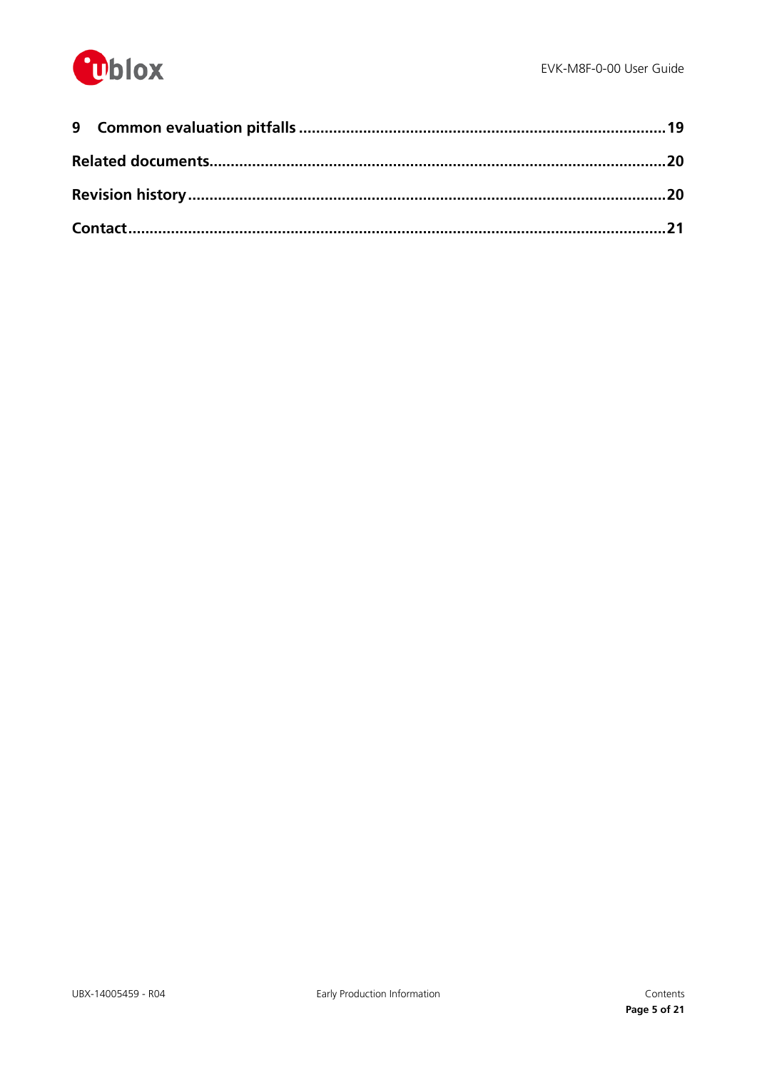**9 Common evaluation pitfalls .................................................................................... 19**

**Related documents........................................................................................................ 20**

**Revision history ............................................................................................................. 20**

**Contact........................................................................................................................... 21**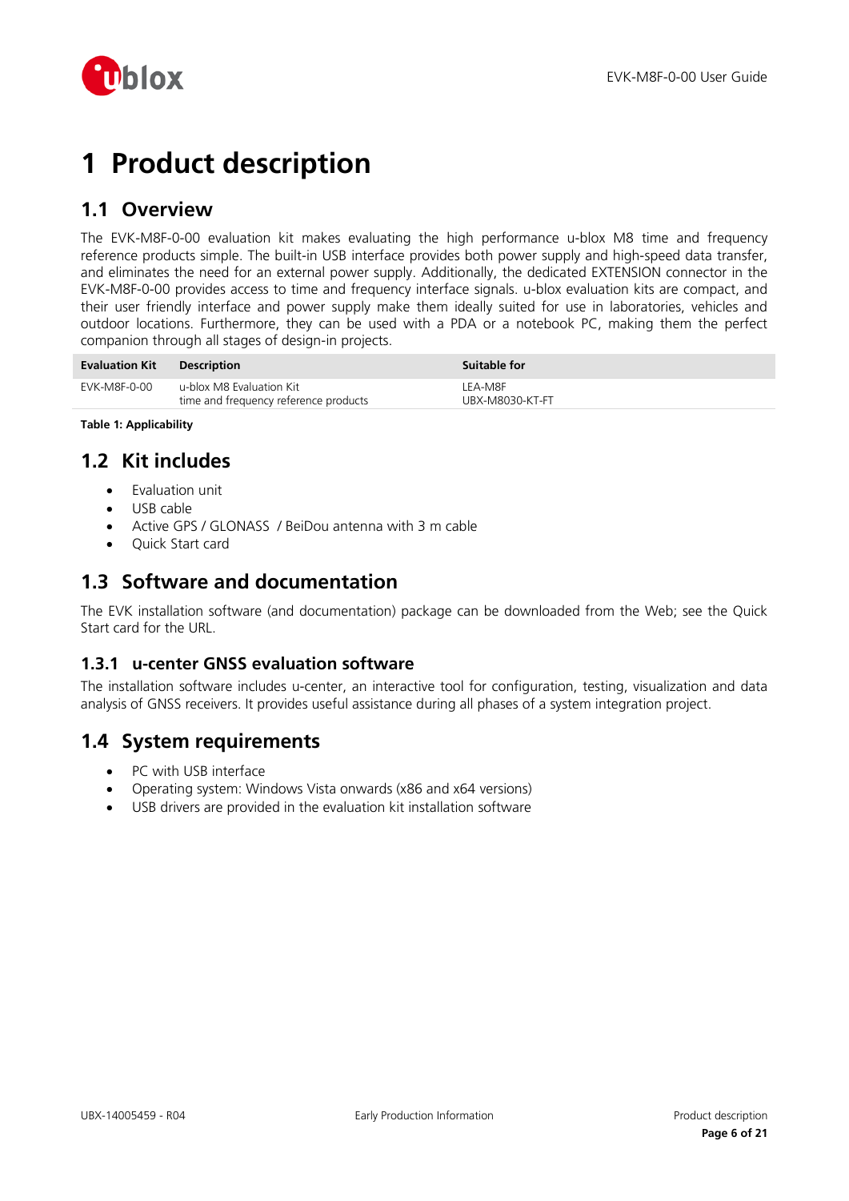# 1 Product description

## 1.1 Overview

The EVK-M8F-0-00 evaluation kit makes evaluating the high performance u-blox M8 time and frequency reference products simple. The built-in USB interface provides both power supply and high-speed data transfer, and eliminates the need for an external power supply. Additionally, the dedicated EXTENSION connector in the EVK-M8F-0-00 provides access to time and frequency interface signals. u-blox evaluation kits are compact, and their user friendly interface and power supply make them ideally suited for use in laboratories, vehicles and outdoor locations. Furthermore, they can be used with a PDA or a notebook PC, making them the perfect companion through all stages of design-in projects.

| Evaluation Kit | Description | Suitable for |
|---|---|---|
| EVK-M8F-0-00 | u-blox M8 Evaluation Kit<br>time and frequency reference products | LEA-M8F<br>UBX-M8030-KT-FT |

**Table 1: Applicability**

## 1.2 Kit includes

- Evaluation unit
- USB cable
- Active GPS / GLONASS / BeiDou antenna with 3 m cable
- Quick Start card

## 1.3 Software and documentation

The EVK installation software (and documentation) package can be downloaded from the Web; see the Quick Start card for the URL.

### 1.3.1 u-center GNSS evaluation software

The installation software includes u-center, an interactive tool for configuration, testing, visualization and data analysis of GNSS receivers. It provides useful assistance during all phases of a system integration project.

## 1.4 System requirements

- PC with USB interface
- Operating system: Windows Vista onwards (x86 and x64 versions)
- USB drivers are provided in the evaluation kit installation software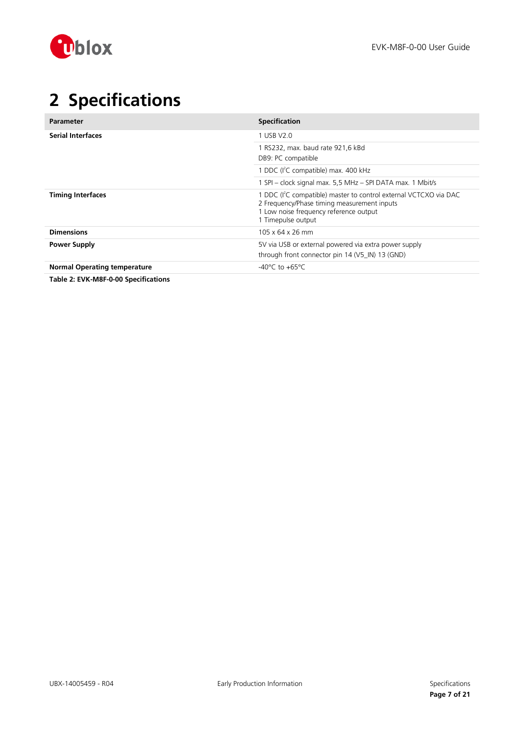# 2 Specifications

| Parameter | Specification |
|---|---|
| **Serial Interfaces** | 1 USB V2.0 |
| | 1 RS232, max. baud rate 921,6 kBd<br>DB9: PC compatible |
| | 1 DDC ($I^2C$ compatible) max. 400 kHz |
| | 1 SPI – clock signal max. 5,5 MHz – SPI DATA max. 1 Mbit/s |
| **Timing Interfaces** | 1 DDC ($I^2C$ compatible) master to control external VCTCXO via DAC<br>2 Frequency/Phase timing measurement inputs<br>1 Low noise frequency reference output<br>1 Timepulse output |
| **Dimensions** | 105 x 64 x 26 mm |
| **Power Supply** | 5V via USB or external powered via extra power supply<br>through front connector pin 14 (V5_IN) 13 (GND) |
| **Normal Operating temperature** | -40°C to +65°C |

**Table 2: EVK-M8F-0-00 Specifications**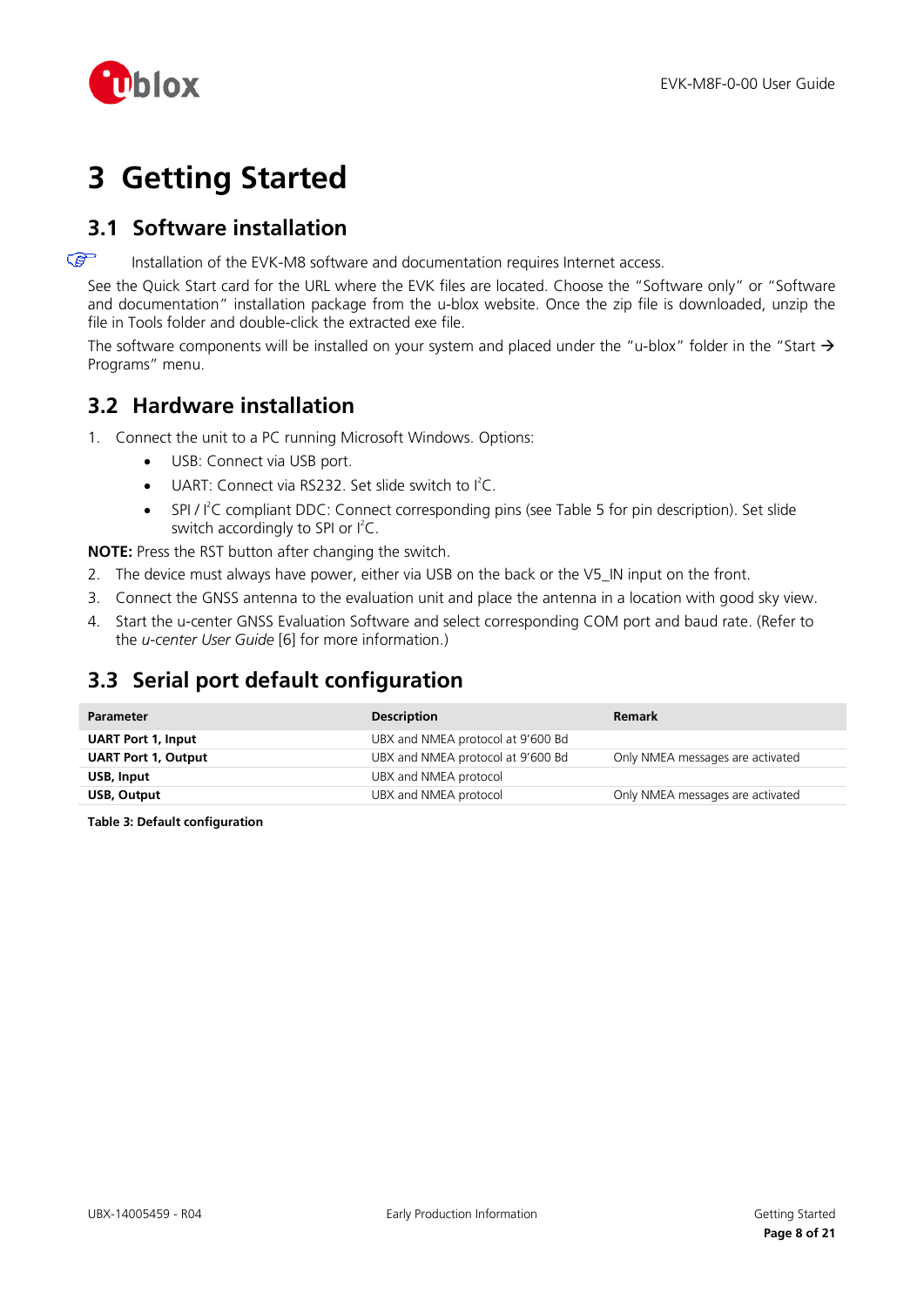# 3 Getting Started

## 3.1 Software installation

☞ Installation of the EVK-M8 software and documentation requires Internet access.

See the Quick Start card for the URL where the EVK files are located. Choose the "Software only" or "Software and documentation" installation package from the u-blox website. Once the zip file is downloaded, unzip the file in Tools folder and double-click the extracted exe file.

The software components will be installed on your system and placed under the "u-blox" folder in the "Start → Programs" menu.

## 3.2 Hardware installation

1. Connect the unit to a PC running Microsoft Windows. Options:
   - USB: Connect via USB port.
   - UART: Connect via RS232. Set slide switch to I²C.
   - SPI / I²C compliant DDC: Connect corresponding pins (see Table 5 for pin description). Set slide switch accordingly to SPI or I²C.

**NOTE:** Press the RST button after changing the switch.

2. The device must always have power, either via USB on the back or the V5_IN input on the front.
3. Connect the GNSS antenna to the evaluation unit and place the antenna in a location with good sky view.
4. Start the u-center GNSS Evaluation Software and select corresponding COM port and baud rate. (Refer to the *u-center User Guide* [6] for more information.)

## 3.3 Serial port default configuration

| Parameter | Description | Remark |
|---|---|---|
| **UART Port 1, Input** | UBX and NMEA protocol at 9'600 Bd | |
| **UART Port 1, Output** | UBX and NMEA protocol at 9'600 Bd | Only NMEA messages are activated |
| **USB, Input** | UBX and NMEA protocol | |
| **USB, Output** | UBX and NMEA protocol | Only NMEA messages are activated |

**Table 3: Default configuration**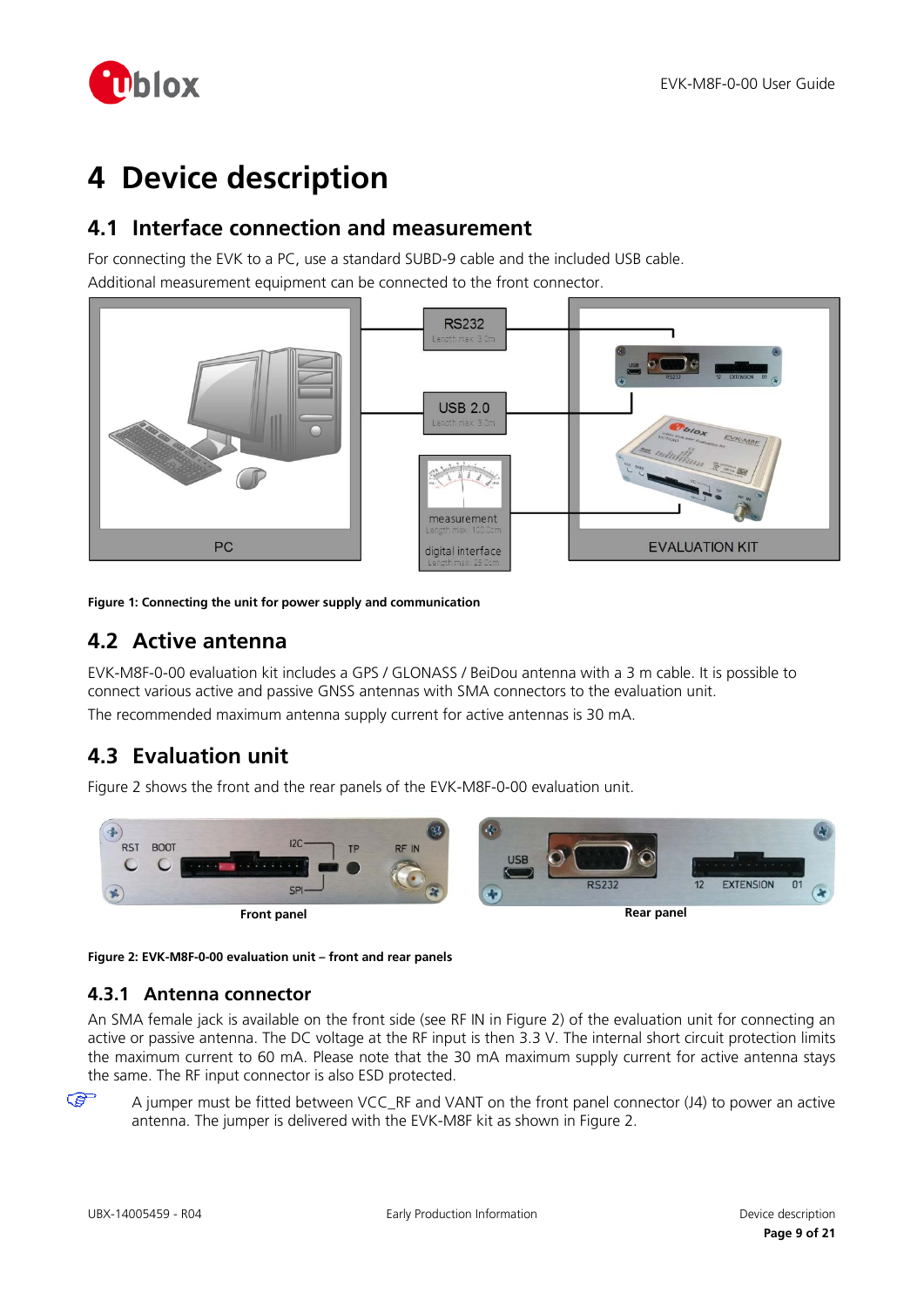# 4 Device description

## 4.1 Interface connection and measurement

For connecting the EVK to a PC, use a standard SUBD-9 cable and the included USB cable.

Additional measurement equipment can be connected to the front connector.

**Figure 1: Connecting the unit for power supply and communication**

## 4.2 Active antenna

EVK-M8F-0-00 evaluation kit includes a GPS / GLONASS / BeiDou antenna with a 3 m cable. It is possible to connect various active and passive GNSS antennas with SMA connectors to the evaluation unit.

The recommended maximum antenna supply current for active antennas is 30 mA.

## 4.3 Evaluation unit

Figure 2 shows the front and the rear panels of the EVK-M8F-0-00 evaluation unit.

**Figure 2: EVK-M8F-0-00 evaluation unit – front and rear panels**

### 4.3.1 Antenna connector

An SMA female jack is available on the front side (see RF IN in Figure 2) of the evaluation unit for connecting an active or passive antenna. The DC voltage at the RF input is then 3.3 V. The internal short circuit protection limits the maximum current to 60 mA. Please note that the 30 mA maximum supply current for active antenna stays the same. The RF input connector is also ESD protected.

☞ A jumper must be fitted between VCC_RF and VANT on the front panel connector (J4) to power an active antenna. The jumper is delivered with the EVK-M8F kit as shown in Figure 2.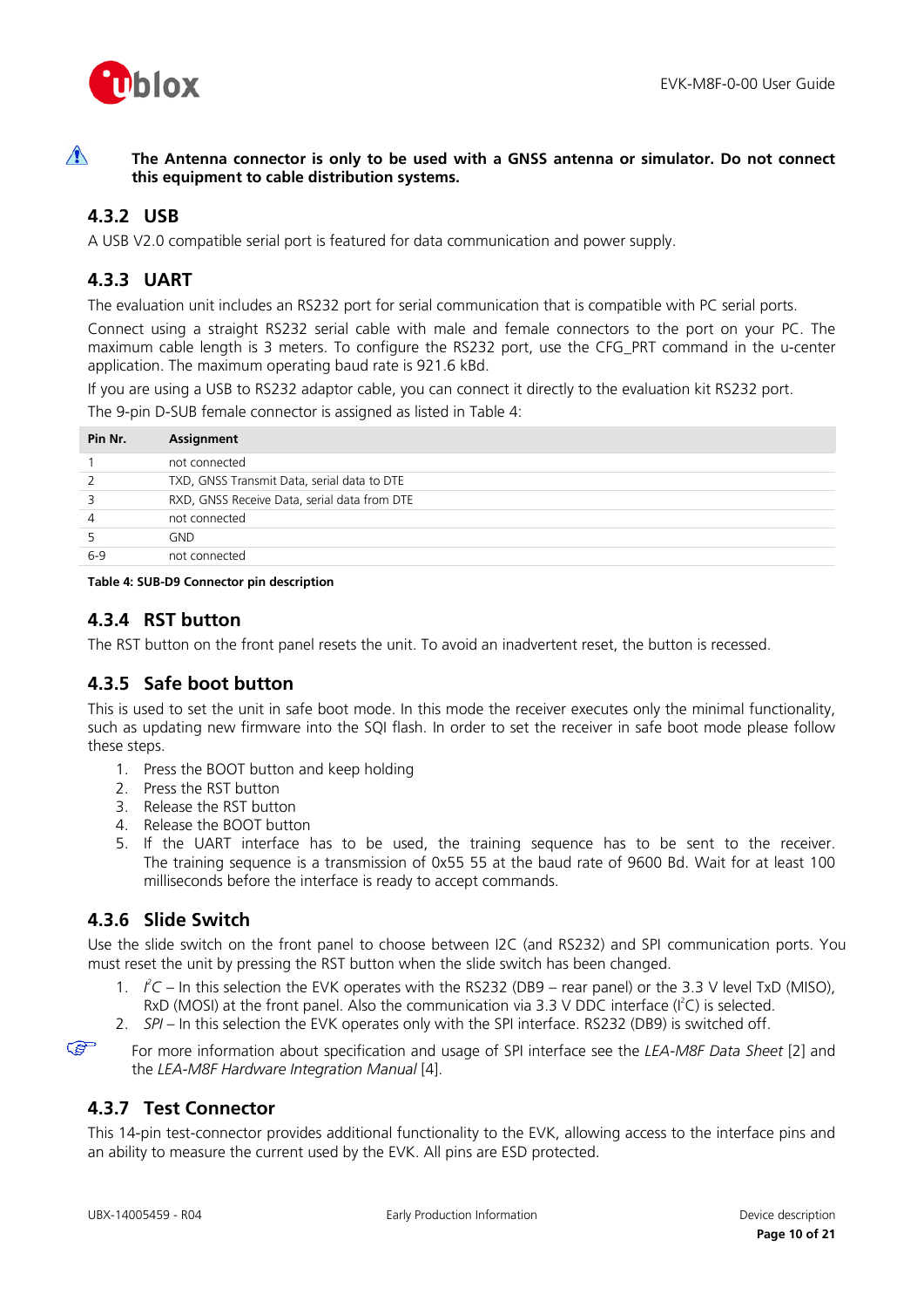**The Antenna connector is only to be used with a GNSS antenna or simulator. Do not connect this equipment to cable distribution systems.**

### 4.3.2 USB

A USB V2.0 compatible serial port is featured for data communication and power supply.

### 4.3.3 UART

The evaluation unit includes an RS232 port for serial communication that is compatible with PC serial ports.

Connect using a straight RS232 serial cable with male and female connectors to the port on your PC. The maximum cable length is 3 meters. To configure the RS232 port, use the CFG_PRT command in the u-center application. The maximum operating baud rate is 921.6 kBd.

If you are using a USB to RS232 adaptor cable, you can connect it directly to the evaluation kit RS232 port.

The 9-pin D-SUB female connector is assigned as listed in Table 4:

| Pin Nr. | Assignment |
|---|---|
| 1 | not connected |
| 2 | TXD, GNSS Transmit Data, serial data to DTE |
| 3 | RXD, GNSS Receive Data, serial data from DTE |
| 4 | not connected |
| 5 | GND |
| 6-9 | not connected |

**Table 4: SUB-D9 Connector pin description**

### 4.3.4 RST button

The RST button on the front panel resets the unit. To avoid an inadvertent reset, the button is recessed.

### 4.3.5 Safe boot button

This is used to set the unit in safe boot mode. In this mode the receiver executes only the minimal functionality, such as updating new firmware into the SQI flash. In order to set the receiver in safe boot mode please follow these steps.

1. Press the BOOT button and keep holding
2. Press the RST button
3. Release the RST button
4. Release the BOOT button
5. If the UART interface has to be used, the training sequence has to be sent to the receiver. The training sequence is a transmission of 0x55 55 at the baud rate of 9600 Bd. Wait for at least 100 milliseconds before the interface is ready to accept commands.

### 4.3.6 Slide Switch

Use the slide switch on the front panel to choose between I2C (and RS232) and SPI communication ports. You must reset the unit by pressing the RST button when the slide switch has been changed.

1. *I²C* – In this selection the EVK operates with the RS232 (DB9 – rear panel) or the 3.3 V level TxD (MISO), RxD (MOSI) at the front panel. Also the communication via 3.3 V DDC interface (I²C) is selected.
2. *SPI* – In this selection the EVK operates only with the SPI interface. RS232 (DB9) is switched off.

For more information about specification and usage of SPI interface see the *LEA-M8F Data Sheet* [2] and the *LEA-M8F Hardware Integration Manual* [4].

### 4.3.7 Test Connector

This 14-pin test-connector provides additional functionality to the EVK, allowing access to the interface pins and an ability to measure the current used by the EVK. All pins are ESD protected.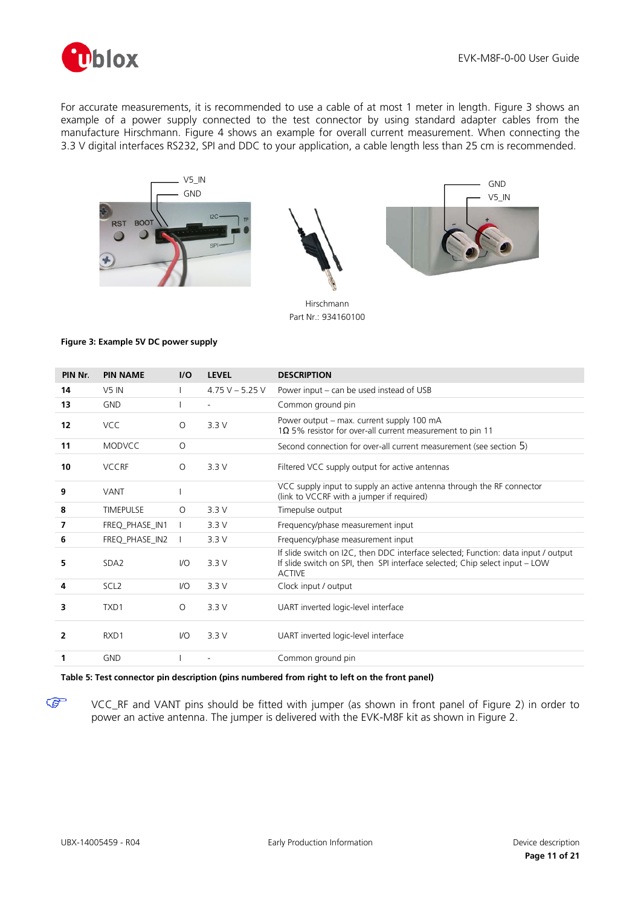For accurate measurements, it is recommended to use a cable of at most 1 meter in length. Figure 3 shows an example of a power supply connected to the test connector by using standard adapter cables from the manufacture Hirschmann. Figure 4 shows an example for overall current measurement. When connecting the 3.3 V digital interfaces RS232, SPI and DDC to your application, a cable length less than 25 cm is recommended.

V5_IN
GND

GND
V5_IN

Hirschmann
Part Nr.: 934160100

**Figure 3: Example 5V DC power supply**

| PIN Nr. | PIN NAME | I/O | LEVEL | DESCRIPTION |
|---|---|---|---|---|
| **14** | V5 IN | I | 4.75 V – 5.25 V | Power input – can be used instead of USB |
| **13** | GND | I | - | Common ground pin |
| **12** | VCC | O | 3.3 V | Power output – max. current supply 100 mA<br>1Ω 5% resistor for over-all current measurement to pin 11 |
| **11** | MODVCC | O | | Second connection for over-all current measurement (see section 5) |
| **10** | VCCRF | O | 3.3 V | Filtered VCC supply output for active antennas |
| **9** | VANT | I | | VCC supply input to supply an active antenna through the RF connector<br>(link to VCCRF with a jumper if required) |
| **8** | TIMEPULSE | O | 3.3 V | Timepulse output |
| **7** | FREQ_PHASE_IN1 | I | 3.3 V | Frequency/phase measurement input |
| **6** | FREQ_PHASE_IN2 | I | 3.3 V | Frequency/phase measurement input |
| **5** | SDA2 | I/O | 3.3 V | If slide switch on I2C, then DDC interface selected; Function: data input / output<br>If slide switch on SPI, then SPI interface selected; Chip select input – LOW ACTIVE |
| **4** | SCL2 | I/O | 3.3 V | Clock input / output |
| **3** | TXD1 | O | 3.3 V | UART inverted logic-level interface |
| **2** | RXD1 | I/O | 3.3 V | UART inverted logic-level interface |
| **1** | GND | I | - | Common ground pin |

**Table 5: Test connector pin description (pins numbered from right to left on the front panel)**

☞ VCC_RF and VANT pins should be fitted with jumper (as shown in front panel of Figure 2) in order to power an active antenna. The jumper is delivered with the EVK-M8F kit as shown in Figure 2.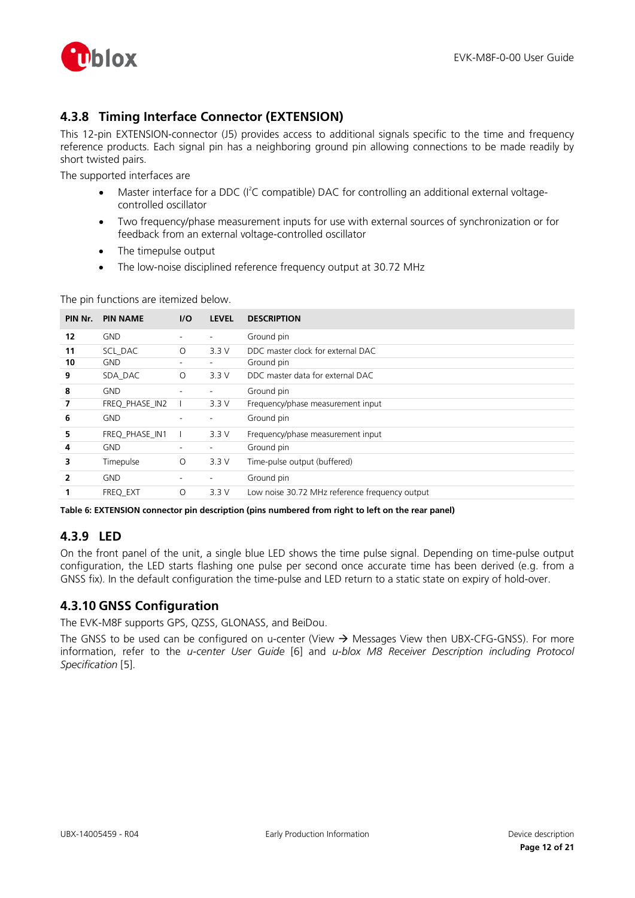### 4.3.8 Timing Interface Connector (EXTENSION)

This 12-pin EXTENSION-connector (J5) provides access to additional signals specific to the time and frequency reference products. Each signal pin has a neighboring ground pin allowing connections to be made readily by short twisted pairs.

The supported interfaces are

- Master interface for a DDC ($I^2C$ compatible) DAC for controlling an additional external voltage-controlled oscillator
- Two frequency/phase measurement inputs for use with external sources of synchronization or for feedback from an external voltage-controlled oscillator
- The timepulse output
- The low-noise disciplined reference frequency output at 30.72 MHz

The pin functions are itemized below.

| PIN Nr. | PIN NAME | I/O | LEVEL | DESCRIPTION |
|---|---|---|---|---|
| **12** | GND | - | - | Ground pin |
| **11** | SCL_DAC | O | 3.3 V | DDC master clock for external DAC |
| **10** | GND | - | - | Ground pin |
| **9** | SDA_DAC | O | 3.3 V | DDC master data for external DAC |
| **8** | GND | - | - | Ground pin |
| **7** | FREQ_PHASE_IN2 | I | 3.3 V | Frequency/phase measurement input |
| **6** | GND | - | - | Ground pin |
| **5** | FREQ_PHASE_IN1 | I | 3.3 V | Frequency/phase measurement input |
| **4** | GND | - | - | Ground pin |
| **3** | Timepulse | O | 3.3 V | Time-pulse output (buffered) |
| **2** | GND | - | - | Ground pin |
| **1** | FREQ_EXT | O | 3.3 V | Low noise 30.72 MHz reference frequency output |

**Table 6: EXTENSION connector pin description (pins numbered from right to left on the rear panel)**

### 4.3.9 LED

On the front panel of the unit, a single blue LED shows the time pulse signal. Depending on time-pulse output configuration, the LED starts flashing one pulse per second once accurate time has been derived (e.g. from a GNSS fix). In the default configuration the time-pulse and LED return to a static state on expiry of hold-over.

### 4.3.10 GNSS Configuration

The EVK-M8F supports GPS, QZSS, GLONASS, and BeiDou.

The GNSS to be used can be configured on u-center (View → Messages View then UBX-CFG-GNSS). For more information, refer to the *u-center User Guide* [6] and *u-blox M8 Receiver Description including Protocol Specification* [5].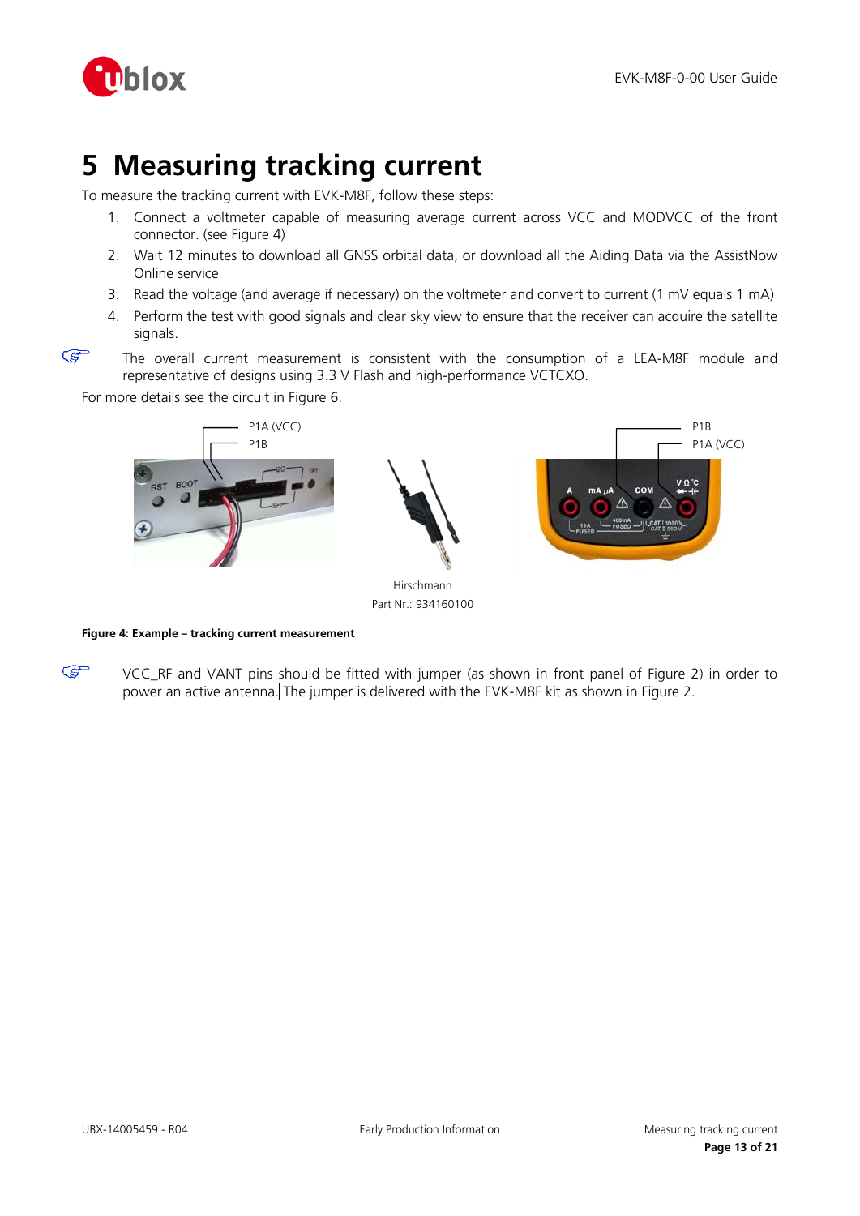# 5 Measuring tracking current

To measure the tracking current with EVK-M8F, follow these steps:

1. Connect a voltmeter capable of measuring average current across VCC and MODVCC of the front connector. (see Figure 4)
2. Wait 12 minutes to download all GNSS orbital data, or download all the Aiding Data via the AssistNow Online service
3. Read the voltage (and average if necessary) on the voltmeter and convert to current (1 mV equals 1 mA)
4. Perform the test with good signals and clear sky view to ensure that the receiver can acquire the satellite signals.

☞ The overall current measurement is consistent with the consumption of a LEA-M8F module and representative of designs using 3.3 V Flash and high-performance VCTCXO.

For more details see the circuit in Figure 6.

P1A (VCC)
P1B

Hirschmann
Part Nr.: 934160100

P1B
P1A (VCC)

**Figure 4: Example – tracking current measurement**

☞ VCC_RF and VANT pins should be fitted with jumper (as shown in front panel of Figure 2) in order to power an active antenna. The jumper is delivered with the EVK-M8F kit as shown in Figure 2.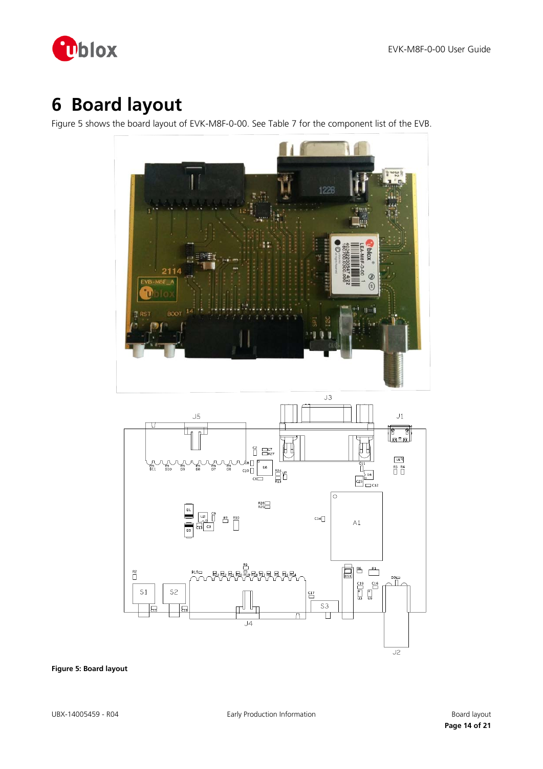# 6 Board layout

Figure 5 shows the board layout of EVK-M8F-0-00. See Table 7 for the component list of the EVB.

**Figure 5: Board layout**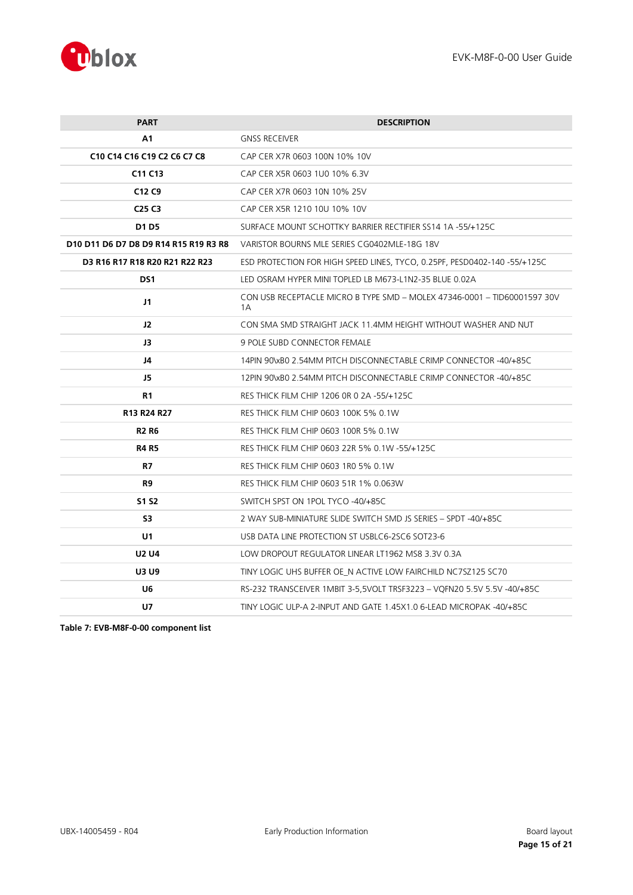| PART | DESCRIPTION |
|---|---|
| **A1** | GNSS RECEIVER |
| **C10 C14 C16 C19 C2 C6 C7 C8** | CAP CER X7R 0603 100N 10% 10V |
| **C11 C13** | CAP CER X5R 0603 1U0 10% 6.3V |
| **C12 C9** | CAP CER X7R 0603 10N 10% 25V |
| **C25 C3** | CAP CER X5R 1210 10U 10% 10V |
| **D1 D5** | SURFACE MOUNT SCHOTTKY BARRIER RECTIFIER SS14 1A -55/+125C |
| **D10 D11 D6 D7 D8 D9 R14 R15 R19 R3 R8** | VARISTOR BOURNS MLE SERIES CG0402MLE-18G 18V |
| **D3 R16 R17 R18 R20 R21 R22 R23** | ESD PROTECTION FOR HIGH SPEED LINES, TYCO, 0.25PF, PESD0402-140 -55/+125C |
| **DS1** | LED OSRAM HYPER MINI TOPLED LB M673-L1N2-35 BLUE 0.02A |
| **J1** | CON USB RECEPTACLE MICRO B TYPE SMD – MOLEX 47346-0001 – TID60001597 30V 1A |
| **J2** | CON SMA SMD STRAIGHT JACK 11.4MM HEIGHT WITHOUT WASHER AND NUT |
| **J3** | 9 POLE SUBD CONNECTOR FEMALE |
| **J4** | 14PIN 90\xB0 2.54MM PITCH DISCONNECTABLE CRIMP CONNECTOR -40/+85C |
| **J5** | 12PIN 90\xB0 2.54MM PITCH DISCONNECTABLE CRIMP CONNECTOR -40/+85C |
| **R1** | RES THICK FILM CHIP 1206 0R 0 2A -55/+125C |
| **R13 R24 R27** | RES THICK FILM CHIP 0603 100K 5% 0.1W |
| **R2 R6** | RES THICK FILM CHIP 0603 100R 5% 0.1W |
| **R4 R5** | RES THICK FILM CHIP 0603 22R 5% 0.1W -55/+125C |
| **R7** | RES THICK FILM CHIP 0603 1R0 5% 0.1W |
| **R9** | RES THICK FILM CHIP 0603 51R 1% 0.063W |
| **S1 S2** | SWITCH SPST ON 1POL TYCO -40/+85C |
| **S3** | 2 WAY SUB-MINIATURE SLIDE SWITCH SMD JS SERIES – SPDT -40/+85C |
| **U1** | USB DATA LINE PROTECTION ST USBLC6-2SC6 SOT23-6 |
| **U2 U4** | LOW DROPOUT REGULATOR LINEAR LT1962 MS8 3.3V 0.3A |
| **U3 U9** | TINY LOGIC UHS BUFFER OE_N ACTIVE LOW FAIRCHILD NC7SZ125 SC70 |
| **U6** | RS-232 TRANSCEIVER 1MBIT 3-5,5VOLT TRSF3223 – VQFN20 5.5V 5.5V -40/+85C |
| **U7** | TINY LOGIC ULP-A 2-INPUT AND GATE 1.45X1.0 6-LEAD MICROPAK -40/+85C |

**Table 7: EVB-M8F-0-00 component list**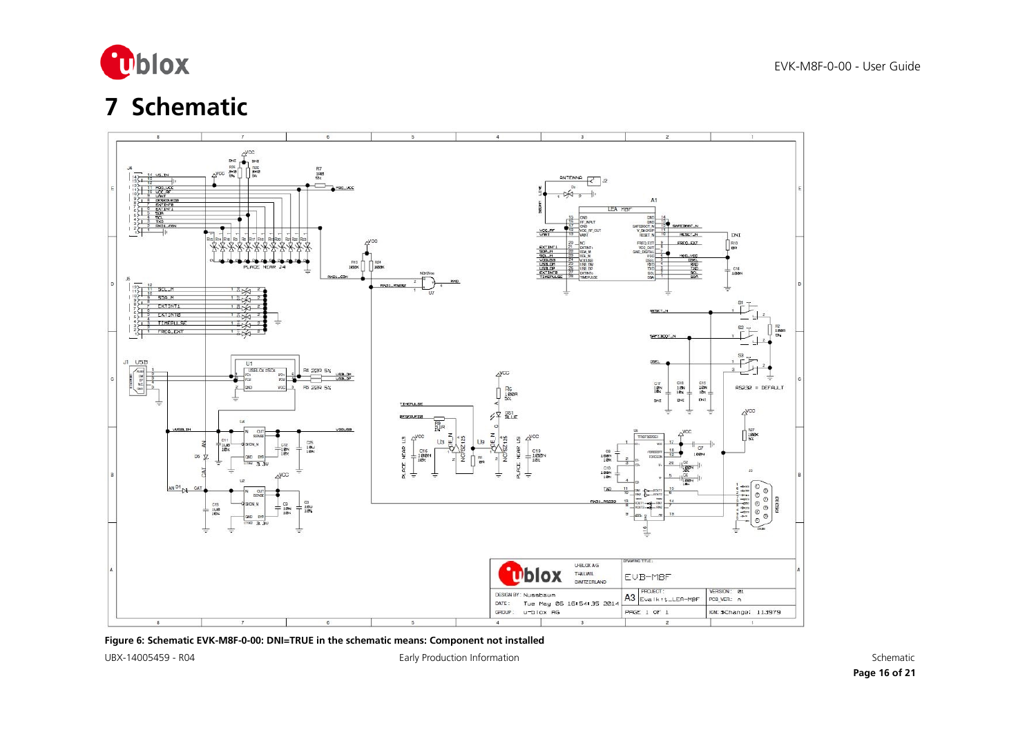# 7 Schematic

**Figure 6: Schematic EVK-M8F-0-00: DNI=TRUE in the schematic means: Component not installed**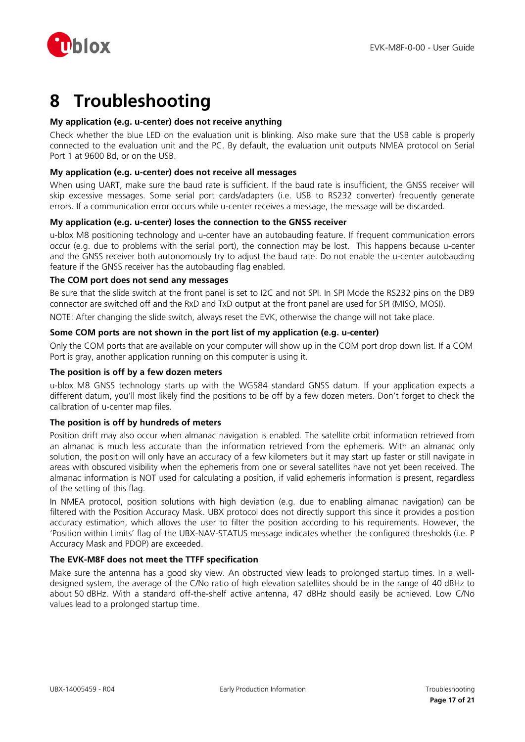# 8 Troubleshooting

**My application (e.g. u-center) does not receive anything**

Check whether the blue LED on the evaluation unit is blinking. Also make sure that the USB cable is properly connected to the evaluation unit and the PC. By default, the evaluation unit outputs NMEA protocol on Serial Port 1 at 9600 Bd, or on the USB.

**My application (e.g. u-center) does not receive all messages**

When using UART, make sure the baud rate is sufficient. If the baud rate is insufficient, the GNSS receiver will skip excessive messages. Some serial port cards/adapters (i.e. USB to RS232 converter) frequently generate errors. If a communication error occurs while u-center receives a message, the message will be discarded.

**My application (e.g. u-center) loses the connection to the GNSS receiver**

u-blox M8 positioning technology and u-center have an autobauding feature. If frequent communication errors occur (e.g. due to problems with the serial port), the connection may be lost. This happens because u-center and the GNSS receiver both autonomously try to adjust the baud rate. Do not enable the u-center autobauding feature if the GNSS receiver has the autobauding flag enabled.

**The COM port does not send any messages**

Be sure that the slide switch at the front panel is set to I2C and not SPI. In SPI Mode the RS232 pins on the DB9 connector are switched off and the RxD and TxD output at the front panel are used for SPI (MISO, MOSI).

NOTE: After changing the slide switch, always reset the EVK, otherwise the change will not take place.

**Some COM ports are not shown in the port list of my application (e.g. u-center)**

Only the COM ports that are available on your computer will show up in the COM port drop down list. If a COM Port is gray, another application running on this computer is using it.

**The position is off by a few dozen meters**

u-blox M8 GNSS technology starts up with the WGS84 standard GNSS datum. If your application expects a different datum, you'll most likely find the positions to be off by a few dozen meters. Don't forget to check the calibration of u-center map files.

**The position is off by hundreds of meters**

Position drift may also occur when almanac navigation is enabled. The satellite orbit information retrieved from an almanac is much less accurate than the information retrieved from the ephemeris. With an almanac only solution, the position will only have an accuracy of a few kilometers but it may start up faster or still navigate in areas with obscured visibility when the ephemeris from one or several satellites have not yet been received. The almanac information is NOT used for calculating a position, if valid ephemeris information is present, regardless of the setting of this flag.

In NMEA protocol, position solutions with high deviation (e.g. due to enabling almanac navigation) can be filtered with the Position Accuracy Mask. UBX protocol does not directly support this since it provides a position accuracy estimation, which allows the user to filter the position according to his requirements. However, the 'Position within Limits' flag of the UBX-NAV-STATUS message indicates whether the configured thresholds (i.e. P Accuracy Mask and PDOP) are exceeded.

**The EVK-M8F does not meet the TTFF specification**

Make sure the antenna has a good sky view. An obstructed view leads to prolonged startup times. In a well-designed system, the average of the C/No ratio of high elevation satellites should be in the range of 40 dBHz to about 50 dBHz. With a standard off-the-shelf active antenna, 47 dBHz should easily be achieved. Low C/No values lead to a prolonged startup time.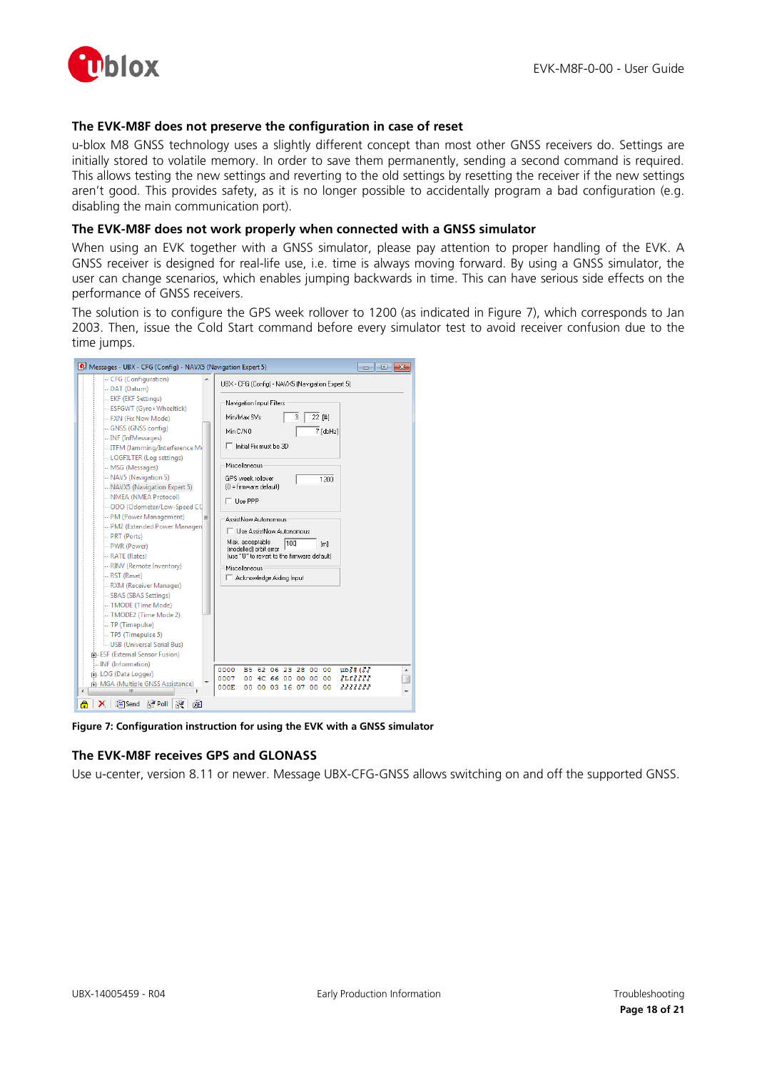### The EVK-M8F does not preserve the configuration in case of reset

u-blox M8 GNSS technology uses a slightly different concept than most other GNSS receivers do. Settings are initially stored to volatile memory. In order to save them permanently, sending a second command is required. This allows testing the new settings and reverting to the old settings by resetting the receiver if the new settings aren't good. This provides safety, as it is no longer possible to accidentally program a bad configuration (e.g. disabling the main communication port).

### The EVK-M8F does not work properly when connected with a GNSS simulator

When using an EVK together with a GNSS simulator, please pay attention to proper handling of the EVK. A GNSS receiver is designed for real-life use, i.e. time is always moving forward. By using a GNSS simulator, the user can change scenarios, which enables jumping backwards in time. This can have serious side effects on the performance of GNSS receivers.

The solution is to configure the GPS week rollover to 1200 (as indicated in Figure 7), which corresponds to Jan 2003. Then, issue the Cold Start command before every simulator test to avoid receiver confusion due to the time jumps.

**Figure 7: Configuration instruction for using the EVK with a GNSS simulator**

### The EVK-M8F receives GPS and GLONASS

Use u-center, version 8.11 or newer. Message UBX-CFG-GNSS allows switching on and off the supported GNSS.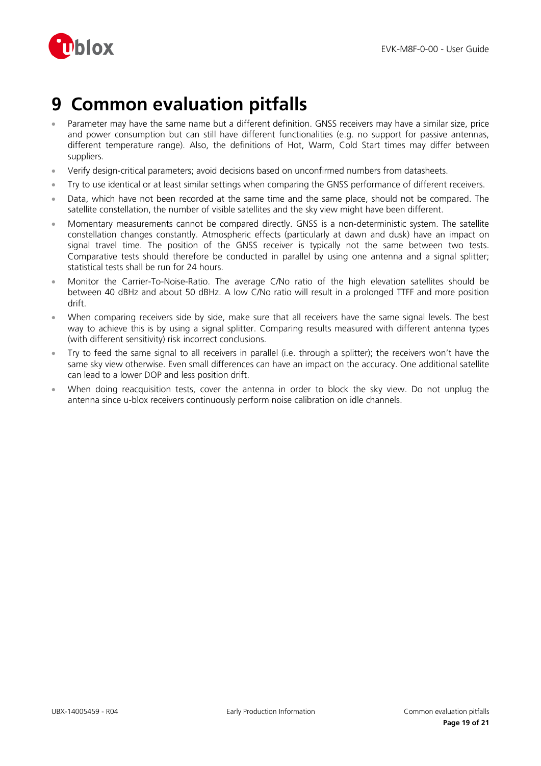# 9 Common evaluation pitfalls

- Parameter may have the same name but a different definition. GNSS receivers may have a similar size, price and power consumption but can still have different functionalities (e.g. no support for passive antennas, different temperature range). Also, the definitions of Hot, Warm, Cold Start times may differ between suppliers.
- Verify design-critical parameters; avoid decisions based on unconfirmed numbers from datasheets.
- Try to use identical or at least similar settings when comparing the GNSS performance of different receivers.
- Data, which have not been recorded at the same time and the same place, should not be compared. The satellite constellation, the number of visible satellites and the sky view might have been different.
- Momentary measurements cannot be compared directly. GNSS is a non-deterministic system. The satellite constellation changes constantly. Atmospheric effects (particularly at dawn and dusk) have an impact on signal travel time. The position of the GNSS receiver is typically not the same between two tests. Comparative tests should therefore be conducted in parallel by using one antenna and a signal splitter; statistical tests shall be run for 24 hours.
- Monitor the Carrier-To-Noise-Ratio. The average C/No ratio of the high elevation satellites should be between 40 dBHz and about 50 dBHz. A low C/No ratio will result in a prolonged TTFF and more position drift.
- When comparing receivers side by side, make sure that all receivers have the same signal levels. The best way to achieve this is by using a signal splitter. Comparing results measured with different antenna types (with different sensitivity) risk incorrect conclusions.
- Try to feed the same signal to all receivers in parallel (i.e. through a splitter); the receivers won't have the same sky view otherwise. Even small differences can have an impact on the accuracy. One additional satellite can lead to a lower DOP and less position drift.
- When doing reacquisition tests, cover the antenna in order to block the sky view. Do not unplug the antenna since u-blox receivers continuously perform noise calibration on idle channels.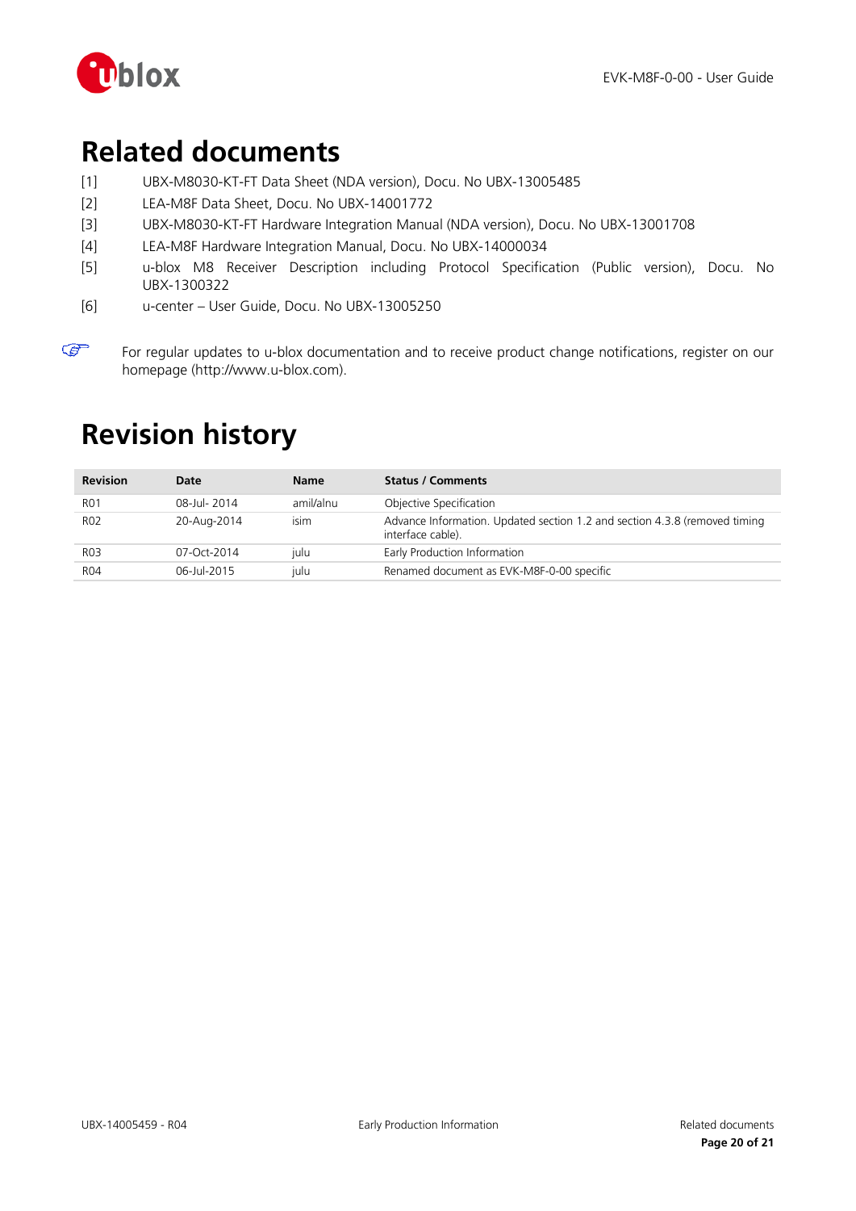# Related documents

[1] UBX-M8030-KT-FT Data Sheet (NDA version), Docu. No UBX-13005485

[2] LEA-M8F Data Sheet, Docu. No UBX-14001772

[3] UBX-M8030-KT-FT Hardware Integration Manual (NDA version), Docu. No UBX-13001708

[4] LEA-M8F Hardware Integration Manual, Docu. No UBX-14000034

[5] u-blox M8 Receiver Description including Protocol Specification (Public version), Docu. No UBX-1300322

[6] u-center – User Guide, Docu. No UBX-13005250

☞ For regular updates to u-blox documentation and to receive product change notifications, register on our homepage (http://www.u-blox.com).

# Revision history

| Revision | Date | Name | Status / Comments |
|---|---|---|---|
| R01 | 08-Jul- 2014 | amil/alnu | Objective Specification |
| R02 | 20-Aug-2014 | isim | Advance Information. Updated section 1.2 and section 4.3.8 (removed timing interface cable). |
| R03 | 07-Oct-2014 | julu | Early Production Information |
| R04 | 06-Jul-2015 | julu | Renamed document as EVK-M8F-0-00 specific |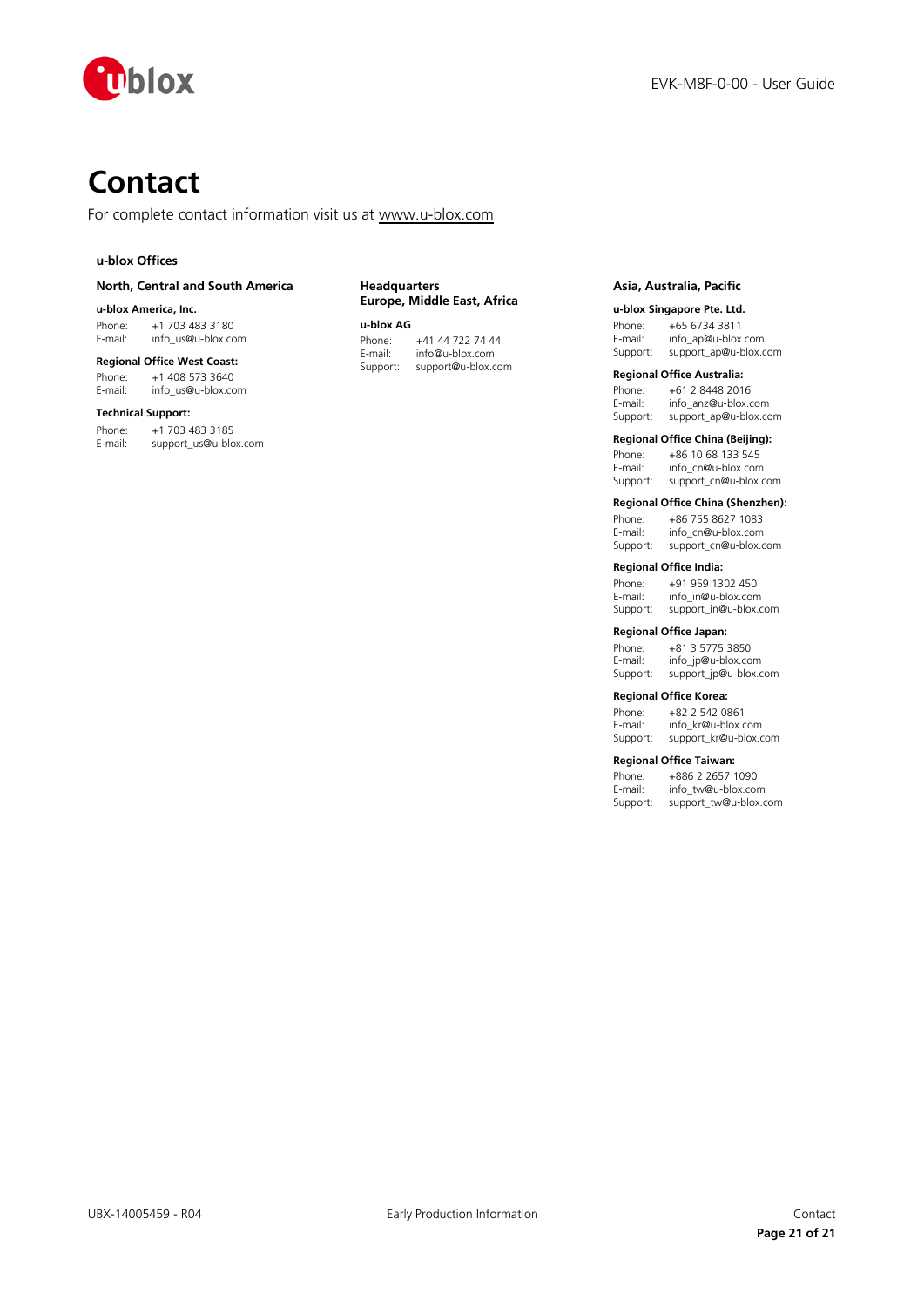# Contact

For complete contact information visit us at www.u-blox.com

### u-blox Offices

#### North, Central and South America

**u-blox America, Inc.**

Phone: +1 703 483 3180
E-mail: info_us@u-blox.com

**Regional Office West Coast:**

Phone: +1 408 573 3640
E-mail: info_us@u-blox.com

**Technical Support:**

Phone: +1 703 483 3185
E-mail: support_us@u-blox.com

#### Headquarters
#### Europe, Middle East, Africa

**u-blox AG**

Phone: +41 44 722 74 44
E-mail: info@u-blox.com
Support: support@u-blox.com

#### Asia, Australia, Pacific

**u-blox Singapore Pte. Ltd.**

Phone: +65 6734 3811
E-mail: info_ap@u-blox.com
Support: support_ap@u-blox.com

**Regional Office Australia:**

Phone: +61 2 8448 2016
E-mail: info_anz@u-blox.com
Support: support_ap@u-blox.com

**Regional Office China (Beijing):**

Phone: +86 10 68 133 545
E-mail: info_cn@u-blox.com
Support: support_cn@u-blox.com

**Regional Office China (Shenzhen):**

Phone: +86 755 8627 1083
E-mail: info_cn@u-blox.com
Support: support_cn@u-blox.com

**Regional Office India:**

Phone: +91 959 1302 450
E-mail: info_in@u-blox.com
Support: support_in@u-blox.com

**Regional Office Japan:**

Phone: +81 3 5775 3850
E-mail: info_jp@u-blox.com
Support: support_jp@u-blox.com

**Regional Office Korea:**

Phone: +82 2 542 0861
E-mail: info_kr@u-blox.com
Support: support_kr@u-blox.com

**Regional Office Taiwan:**

Phone: +886 2 2657 1090
E-mail: info_tw@u-blox.com
Support: support_tw@u-blox.com